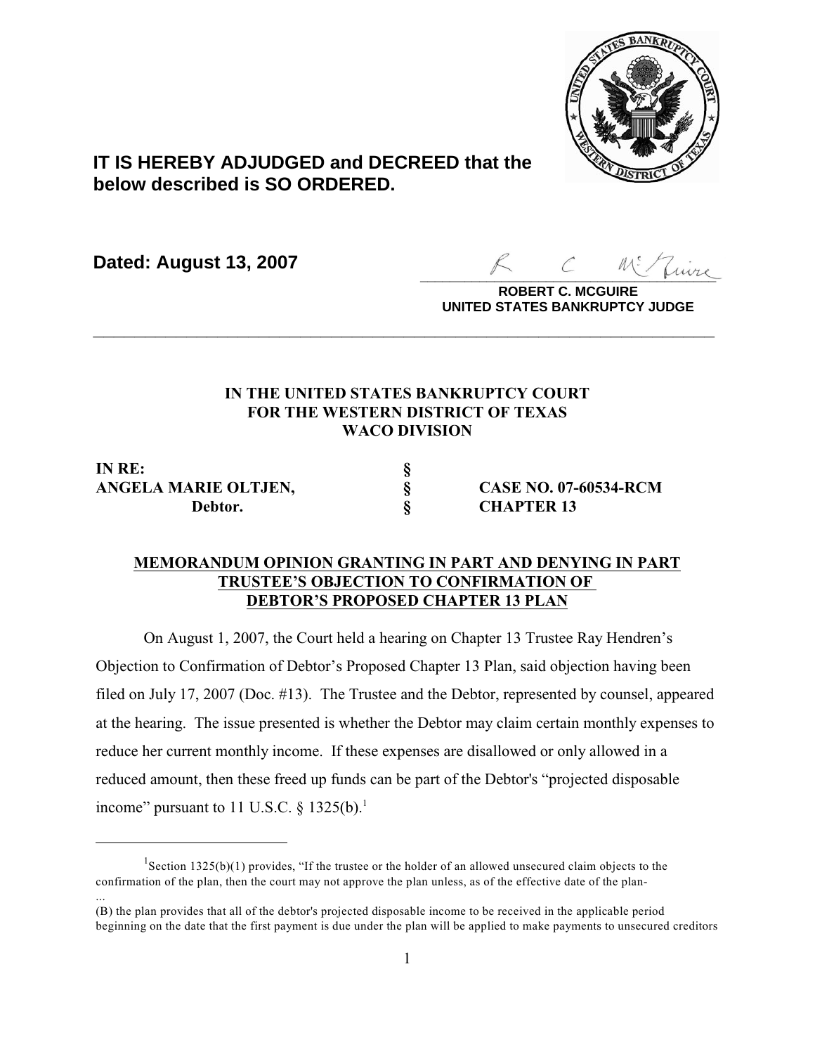**IT IS HEREBY ADJUDGED and DECREED that the below described is SO ORDERED.**

**Dated: August 13, 2007**

**ROBERT C. MCGUIRE**
**UNITED STATES BANKRUPTCY JUDGE**

---

**IN THE UNITED STATES BANKRUPTCY COURT**
**FOR THE WESTERN DISTRICT OF TEXAS**
**WACO DIVISION**

| | | |
|---|---|---|
| **IN RE:** | **§** | |
| **ANGELA MARIE OLTJEN,** | **§** | **CASE NO. 07-60534-RCM** |
| **Debtor.** | **§** | **CHAPTER 13** |

**MEMORANDUM OPINION GRANTING IN PART AND DENYING IN PART TRUSTEE'S OBJECTION TO CONFIRMATION OF DEBTOR'S PROPOSED CHAPTER 13 PLAN**

On August 1, 2007, the Court held a hearing on Chapter 13 Trustee Ray Hendren's Objection to Confirmation of Debtor's Proposed Chapter 13 Plan, said objection having been filed on July 17, 2007 (Doc. #13). The Trustee and the Debtor, represented by counsel, appeared at the hearing. The issue presented is whether the Debtor may claim certain monthly expenses to reduce her current monthly income. If these expenses are disallowed or only allowed in a reduced amount, then these freed up funds can be part of the Debtor's "projected disposable income" pursuant to 11 U.S.C. § 1325(b).[1]

---

[1] Section 1325(b)(1) provides, "If the trustee or the holder of an allowed unsecured claim objects to the confirmation of the plan, then the court may not approve the plan unless, as of the effective date of the plan-
...
(B) the plan provides that all of the debtor's projected disposable income to be received in the applicable period beginning on the date that the first payment is due under the plan will be applied to make payments to unsecured creditors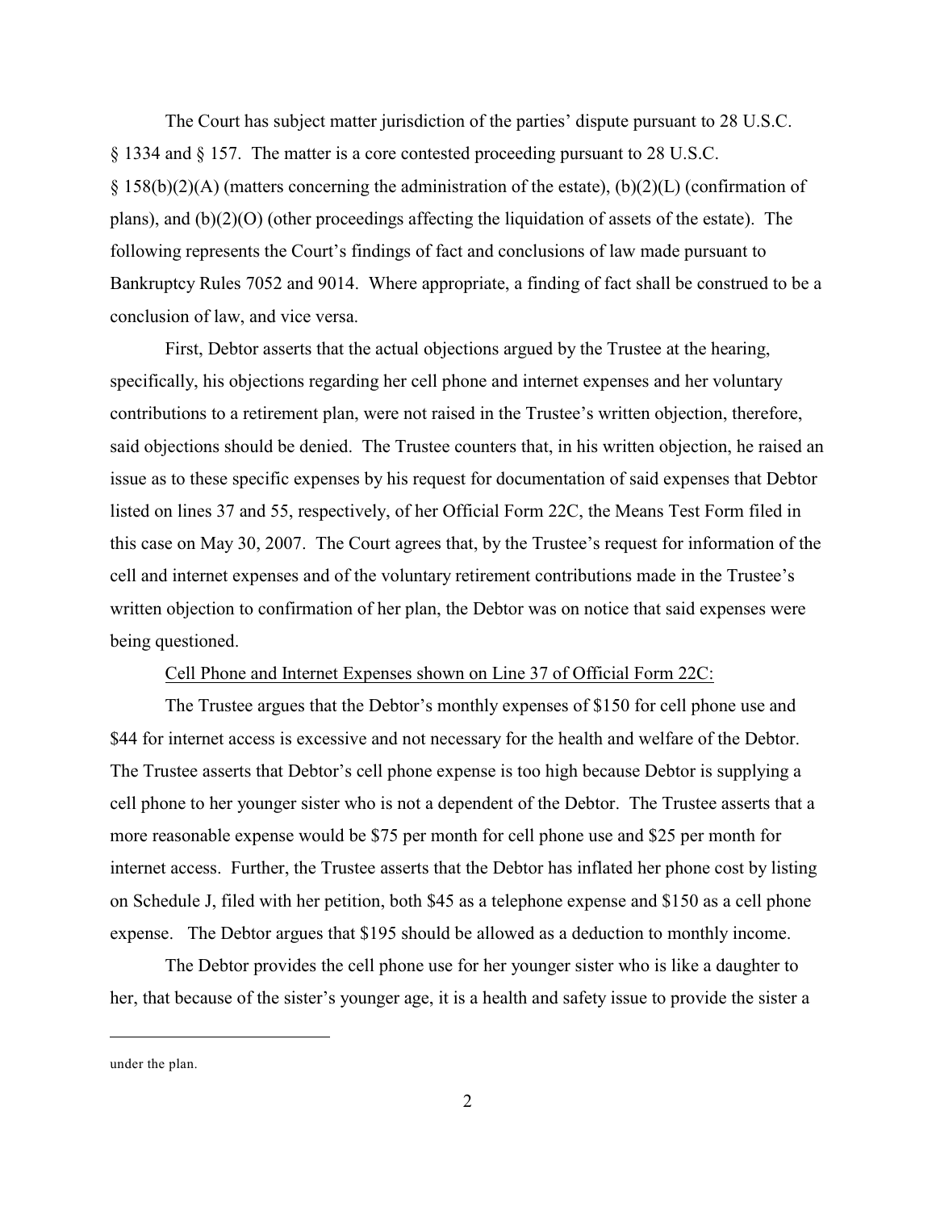The Court has subject matter jurisdiction of the parties' dispute pursuant to 28 U.S.C. § 1334 and § 157. The matter is a core contested proceeding pursuant to 28 U.S.C. § 158(b)(2)(A) (matters concerning the administration of the estate), (b)(2)(L) (confirmation of plans), and (b)(2)(O) (other proceedings affecting the liquidation of assets of the estate). The following represents the Court's findings of fact and conclusions of law made pursuant to Bankruptcy Rules 7052 and 9014. Where appropriate, a finding of fact shall be construed to be a conclusion of law, and vice versa.

First, Debtor asserts that the actual objections argued by the Trustee at the hearing, specifically, his objections regarding her cell phone and internet expenses and her voluntary contributions to a retirement plan, were not raised in the Trustee's written objection, therefore, said objections should be denied. The Trustee counters that, in his written objection, he raised an issue as to these specific expenses by his request for documentation of said expenses that Debtor listed on lines 37 and 55, respectively, of her Official Form 22C, the Means Test Form filed in this case on May 30, 2007. The Court agrees that, by the Trustee's request for information of the cell and internet expenses and of the voluntary retirement contributions made in the Trustee's written objection to confirmation of her plan, the Debtor was on notice that said expenses were being questioned.

<u>Cell Phone and Internet Expenses shown on Line 37 of Official Form 22C:</u>

The Trustee argues that the Debtor's monthly expenses of $150 for cell phone use and $44 for internet access is excessive and not necessary for the health and welfare of the Debtor. The Trustee asserts that Debtor's cell phone expense is too high because Debtor is supplying a cell phone to her younger sister who is not a dependent of the Debtor. The Trustee asserts that a more reasonable expense would be $75 per month for cell phone use and $25 per month for internet access. Further, the Trustee asserts that the Debtor has inflated her phone cost by listing on Schedule J, filed with her petition, both $45 as a telephone expense and $150 as a cell phone expense. The Debtor argues that $195 should be allowed as a deduction to monthly income.

The Debtor provides the cell phone use for her younger sister who is like a daughter to her, that because of the sister's younger age, it is a health and safety issue to provide the sister a

under the plan.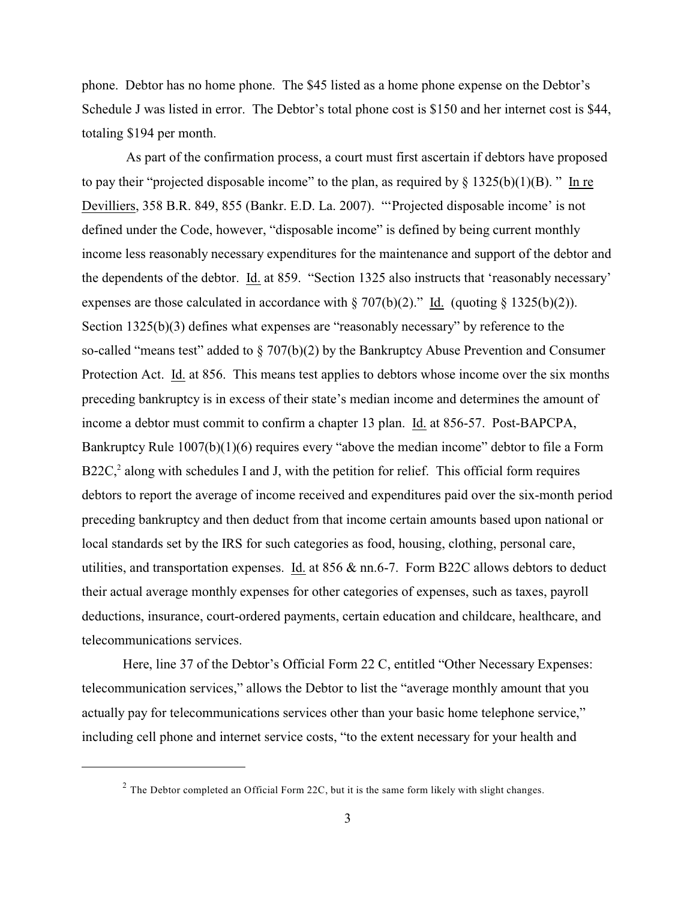phone. Debtor has no home phone. The $45 listed as a home phone expense on the Debtor's Schedule J was listed in error. The Debtor's total phone cost is $150 and her internet cost is $44, totaling $194 per month.

As part of the confirmation process, a court must first ascertain if debtors have proposed to pay their "projected disposable income" to the plan, as required by § 1325(b)(1)(B). " In re Devilliers, 358 B.R. 849, 855 (Bankr. E.D. La. 2007). "'Projected disposable income' is not defined under the Code, however, "disposable income" is defined by being current monthly income less reasonably necessary expenditures for the maintenance and support of the debtor and the dependents of the debtor. Id. at 859. "Section 1325 also instructs that 'reasonably necessary' expenses are those calculated in accordance with § 707(b)(2)." Id. (quoting § 1325(b)(2)). Section 1325(b)(3) defines what expenses are "reasonably necessary" by reference to the so-called "means test" added to § 707(b)(2) by the Bankruptcy Abuse Prevention and Consumer Protection Act. Id. at 856. This means test applies to debtors whose income over the six months preceding bankruptcy is in excess of their state's median income and determines the amount of income a debtor must commit to confirm a chapter 13 plan. Id. at 856-57. Post-BAPCPA, Bankruptcy Rule 1007(b)(1)(6) requires every "above the median income" debtor to file a Form B22C,[2] along with schedules I and J, with the petition for relief. This official form requires debtors to report the average of income received and expenditures paid over the six-month period preceding bankruptcy and then deduct from that income certain amounts based upon national or local standards set by the IRS for such categories as food, housing, clothing, personal care, utilities, and transportation expenses. Id. at 856 & nn.6-7. Form B22C allows debtors to deduct their actual average monthly expenses for other categories of expenses, such as taxes, payroll deductions, insurance, court-ordered payments, certain education and childcare, healthcare, and telecommunications services.

Here, line 37 of the Debtor's Official Form 22 C, entitled "Other Necessary Expenses: telecommunication services," allows the Debtor to list the "average monthly amount that you actually pay for telecommunications services other than your basic home telephone service," including cell phone and internet service costs, "to the extent necessary for your health and

[2] The Debtor completed an Official Form 22C, but it is the same form likely with slight changes.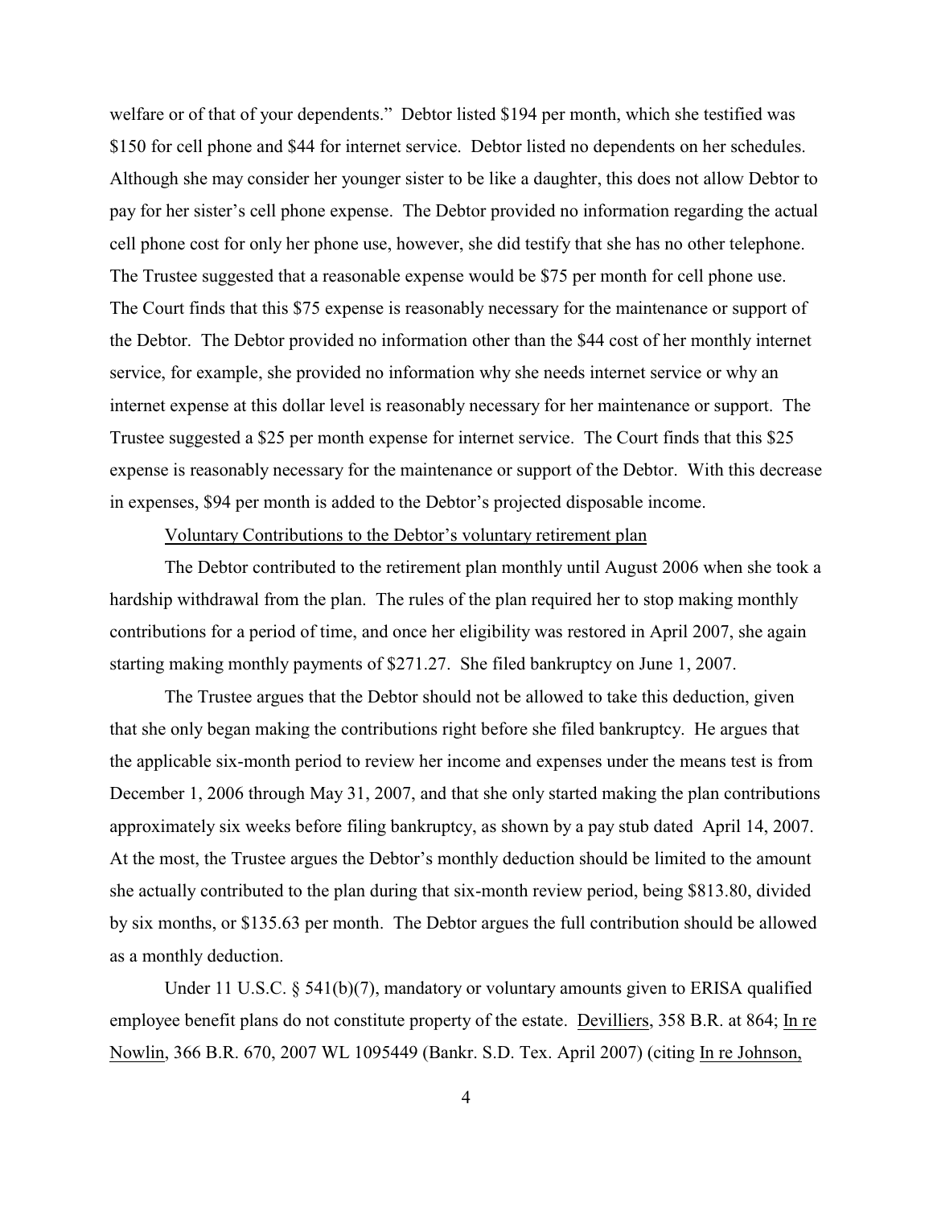welfare or of that of your dependents." Debtor listed $194 per month, which she testified was $150 for cell phone and $44 for internet service. Debtor listed no dependents on her schedules. Although she may consider her younger sister to be like a daughter, this does not allow Debtor to pay for her sister's cell phone expense. The Debtor provided no information regarding the actual cell phone cost for only her phone use, however, she did testify that she has no other telephone. The Trustee suggested that a reasonable expense would be $75 per month for cell phone use. The Court finds that this $75 expense is reasonably necessary for the maintenance or support of the Debtor. The Debtor provided no information other than the $44 cost of her monthly internet service, for example, she provided no information why she needs internet service or why an internet expense at this dollar level is reasonably necessary for her maintenance or support. The Trustee suggested a $25 per month expense for internet service. The Court finds that this $25 expense is reasonably necessary for the maintenance or support of the Debtor. With this decrease in expenses, $94 per month is added to the Debtor's projected disposable income.

<u>Voluntary Contributions to the Debtor's voluntary retirement plan</u>

The Debtor contributed to the retirement plan monthly until August 2006 when she took a hardship withdrawal from the plan. The rules of the plan required her to stop making monthly contributions for a period of time, and once her eligibility was restored in April 2007, she again starting making monthly payments of $271.27. She filed bankruptcy on June 1, 2007.

The Trustee argues that the Debtor should not be allowed to take this deduction, given that she only began making the contributions right before she filed bankruptcy. He argues that the applicable six-month period to review her income and expenses under the means test is from December 1, 2006 through May 31, 2007, and that she only started making the plan contributions approximately six weeks before filing bankruptcy, as shown by a pay stub dated April 14, 2007. At the most, the Trustee argues the Debtor's monthly deduction should be limited to the amount she actually contributed to the plan during that six-month review period, being $813.80, divided by six months, or $135.63 per month. The Debtor argues the full contribution should be allowed as a monthly deduction.

Under 11 U.S.C. § 541(b)(7), mandatory or voluntary amounts given to ERISA qualified employee benefit plans do not constitute property of the estate. <u>Devilliers</u>, 358 B.R. at 864; <u>In re Nowlin</u>, 366 B.R. 670, 2007 WL 1095449 (Bankr. S.D. Tex. April 2007) (citing <u>In re Johnson,</u>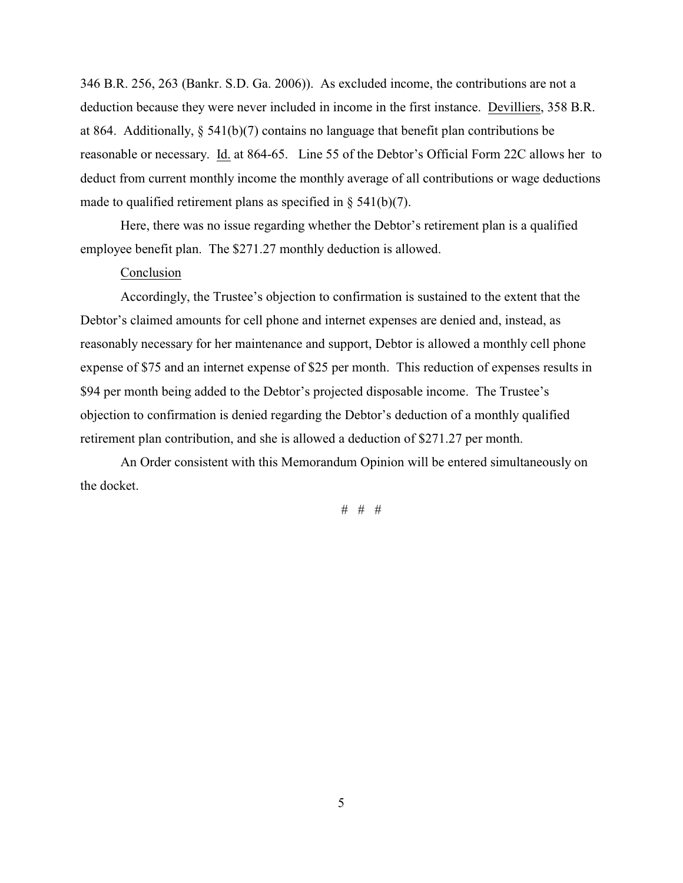346 B.R. 256, 263 (Bankr. S.D. Ga. 2006)). As excluded income, the contributions are not a deduction because they were never included in income in the first instance. Devilliers, 358 B.R. at 864. Additionally, § 541(b)(7) contains no language that benefit plan contributions be reasonable or necessary. Id. at 864-65. Line 55 of the Debtor's Official Form 22C allows her to deduct from current monthly income the monthly average of all contributions or wage deductions made to qualified retirement plans as specified in § 541(b)(7).

Here, there was no issue regarding whether the Debtor's retirement plan is a qualified employee benefit plan. The $271.27 monthly deduction is allowed.

Conclusion

Accordingly, the Trustee's objection to confirmation is sustained to the extent that the Debtor's claimed amounts for cell phone and internet expenses are denied and, instead, as reasonably necessary for her maintenance and support, Debtor is allowed a monthly cell phone expense of $75 and an internet expense of $25 per month. This reduction of expenses results in $94 per month being added to the Debtor's projected disposable income. The Trustee's objection to confirmation is denied regarding the Debtor's deduction of a monthly qualified retirement plan contribution, and she is allowed a deduction of $271.27 per month.

An Order consistent with this Memorandum Opinion will be entered simultaneously on the docket.

# # #